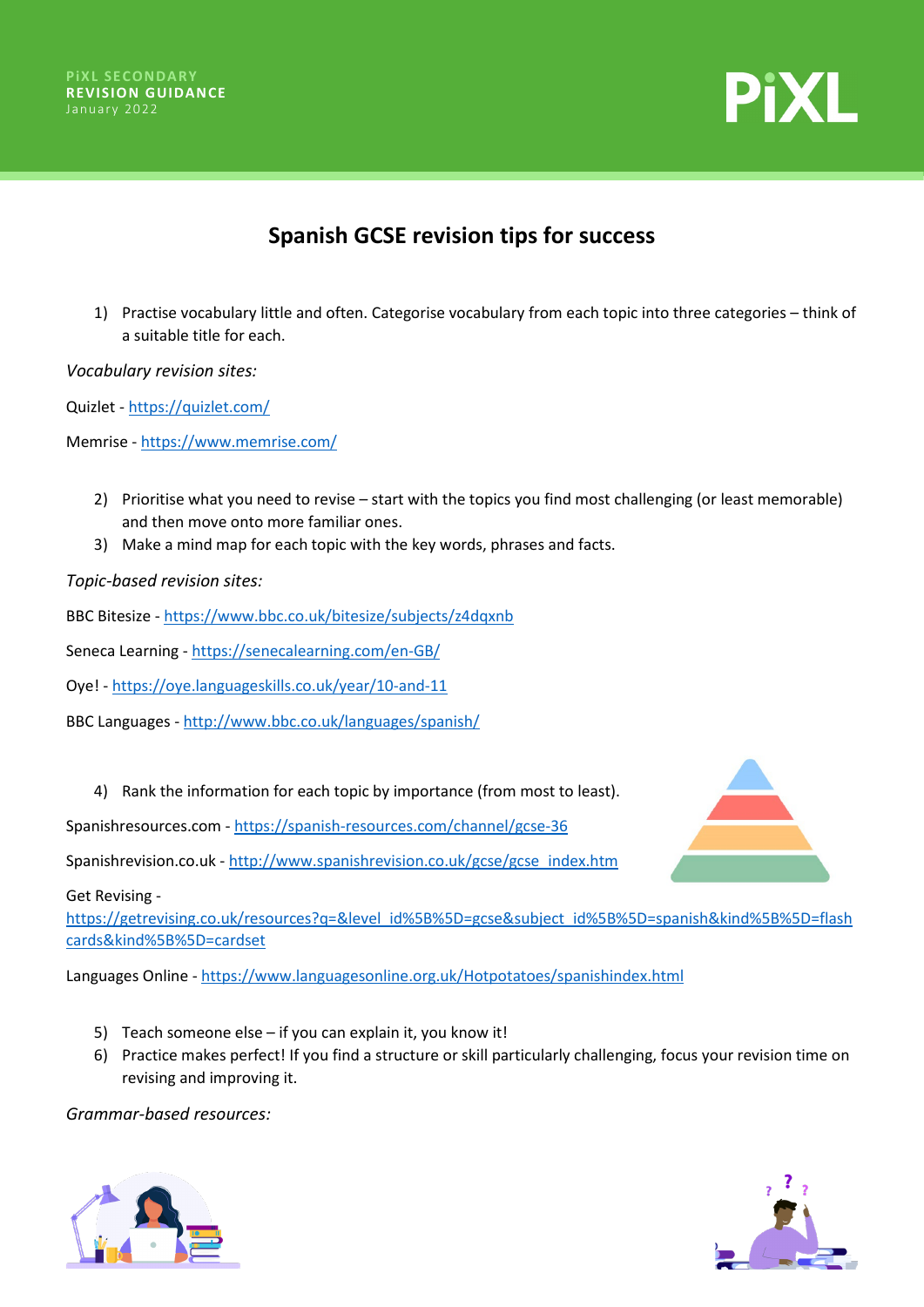PiXL SECONDARY
**REVISION GUIDANCE**
January 2022

# Spanish GCSE revision tips for success

1) Practise vocabulary little and often. Categorise vocabulary from each topic into three categories – think of a suitable title for each.

*Vocabulary revision sites:*

Quizlet - https://quizlet.com/

Memrise - https://www.memrise.com/

2) Prioritise what you need to revise – start with the topics you find most challenging (or least memorable) and then move onto more familiar ones.
3) Make a mind map for each topic with the key words, phrases and facts.

*Topic-based revision sites:*

BBC Bitesize - https://www.bbc.co.uk/bitesize/subjects/z4dqxnb

Seneca Learning - https://senecalearning.com/en-GB/

Oye! - https://oye.languageskills.co.uk/year/10-and-11

BBC Languages - http://www.bbc.co.uk/languages/spanish/

4) Rank the information for each topic by importance (from most to least).

Spanishresources.com - https://spanish-resources.com/channel/gcse-36

Spanishrevision.co.uk - http://www.spanishrevision.co.uk/gcse/gcse_index.htm

Get Revising - https://getrevising.co.uk/resources?q=&level_id%5B%5D=gcse&subject_id%5B%5D=spanish&kind%5B%5D=flashcards&kind%5B%5D=cardset

Languages Online - https://www.languagesonline.org.uk/Hotpotatoes/spanishindex.html

5) Teach someone else – if you can explain it, you know it!
6) Practice makes perfect! If you find a structure or skill particularly challenging, focus your revision time on revising and improving it.

*Grammar-based resources:*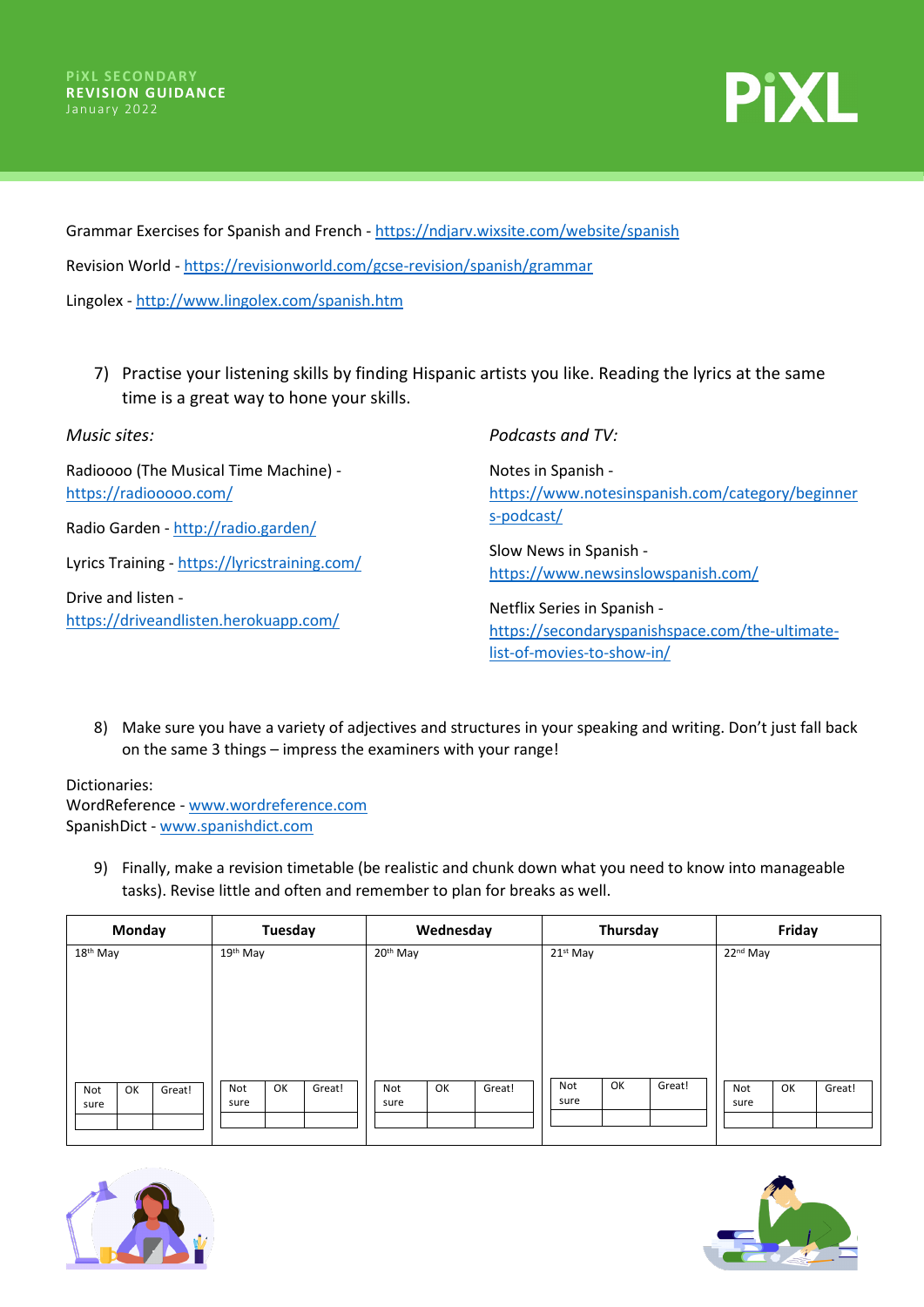Grammar Exercises for Spanish and French - https://ndjarv.wixsite.com/website/spanish

Revision World - https://revisionworld.com/gcse-revision/spanish/grammar

Lingolex - http://www.lingolex.com/spanish.htm

7) Practise your listening skills by finding Hispanic artists you like. Reading the lyrics at the same time is a great way to hone your skills.

*Music sites:*

Radioooo (The Musical Time Machine) - https://radiooooo.com/

Radio Garden - http://radio.garden/

Lyrics Training - https://lyricstraining.com/

Drive and listen - https://driveandlisten.herokuapp.com/

*Podcasts and TV:*

Notes in Spanish - https://www.notesinspanish.com/category/beginners-podcast/

Slow News in Spanish - https://www.newsinslowspanish.com/

Netflix Series in Spanish - https://secondaryspanishspace.com/the-ultimate-list-of-movies-to-show-in/

8) Make sure you have a variety of adjectives and structures in your speaking and writing. Don't just fall back on the same 3 things – impress the examiners with your range!

Dictionaries:
WordReference - www.wordreference.com
SpanishDict - www.spanishdict.com

9) Finally, make a revision timetable (be realistic and chunk down what you need to know into manageable tasks). Revise little and often and remember to plan for breaks as well.

| Monday | Tuesday | Wednesday | Thursday | Friday |
|---|---|---|---|---|
| 18th May | 19th May | 20th May | 21st May | 22nd May |
| Not sure / OK / Great! | Not sure / OK / Great! | Not sure / OK / Great! | Not sure / OK / Great! | Not sure / OK / Great! |